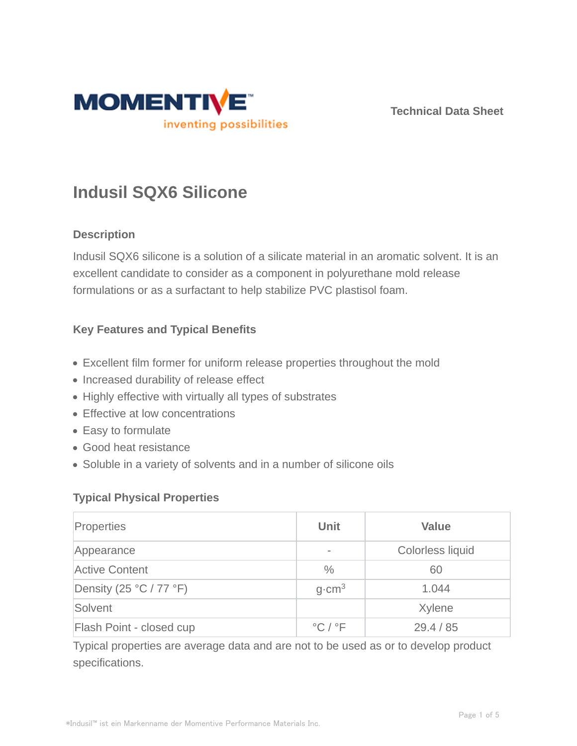MOMENTIVE™
inventing possibilities

Technical Data Sheet

# Indusil SQX6 Silicone

## Description

Indusil SQX6 silicone is a solution of a silicate material in an aromatic solvent. It is an excellent candidate to consider as a component in polyurethane mold release formulations or as a surfactant to help stabilize PVC plastisol foam.

## Key Features and Typical Benefits

- Excellent film former for uniform release properties throughout the mold
- Increased durability of release effect
- Highly effective with virtually all types of substrates
- Effective at low concentrations
- Easy to formulate
- Good heat resistance
- Soluble in a variety of solvents and in a number of silicone oils

## Typical Physical Properties

| Properties | Unit | Value |
|---|---|---|
| Appearance | - | Colorless liquid |
| Active Content | % | 60 |
| Density (25 °C / 77 °F) | $g{\cdot}cm^3$ | 1.044 |
| Solvent | | Xylene |
| Flash Point - closed cup | °C / °F | 29.4 / 85 |

Typical properties are average data and are not to be used as or to develop product specifications.

*Indusil™ ist ein Markenname der Momentive Performance Materials Inc.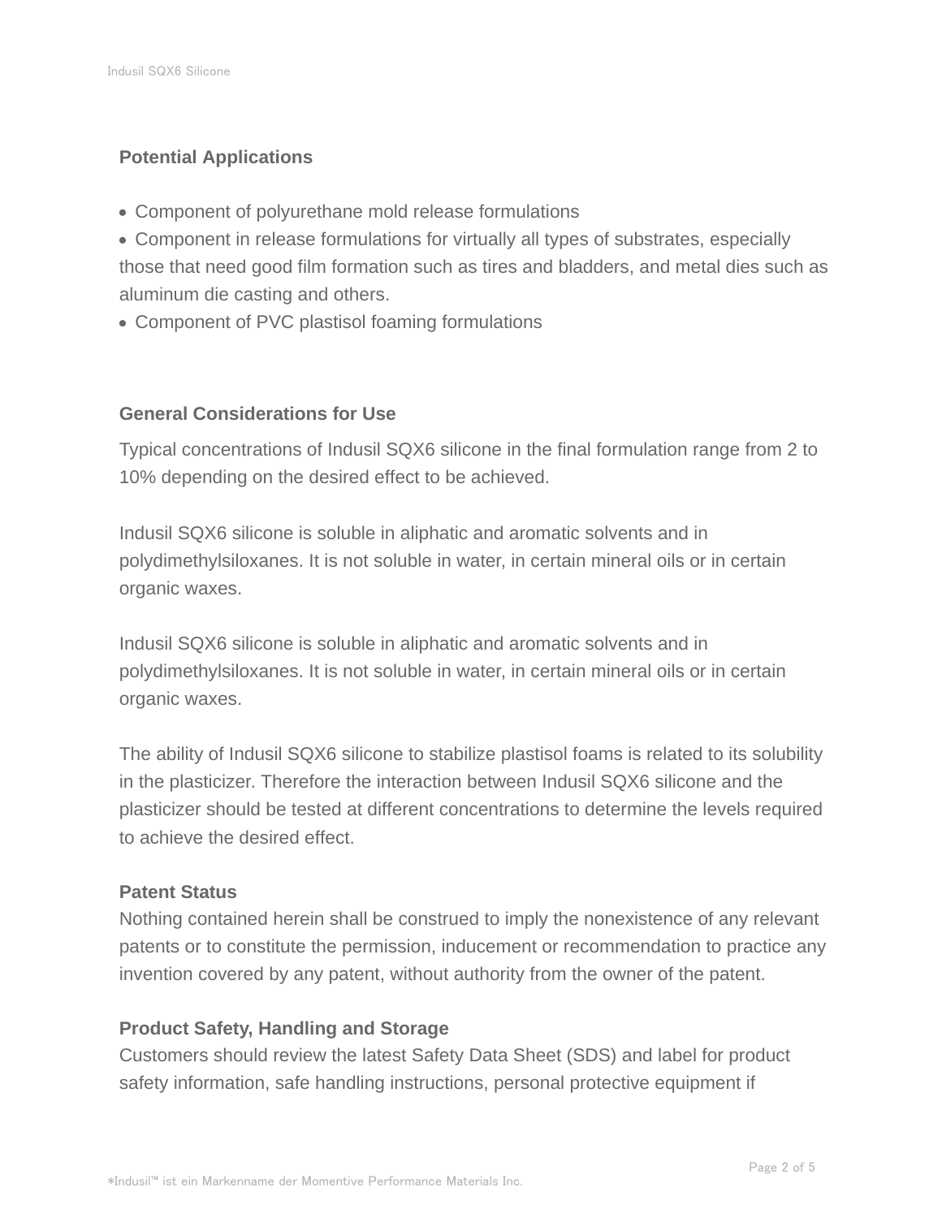## Potential Applications

- Component of polyurethane mold release formulations
- Component in release formulations for virtually all types of substrates, especially those that need good film formation such as tires and bladders, and metal dies such as aluminum die casting and others.
- Component of PVC plastisol foaming formulations

## General Considerations for Use

Typical concentrations of Indusil SQX6 silicone in the final formulation range from 2 to 10% depending on the desired effect to be achieved.

Indusil SQX6 silicone is soluble in aliphatic and aromatic solvents and in polydimethylsiloxanes. It is not soluble in water, in certain mineral oils or in certain organic waxes.

Indusil SQX6 silicone is soluble in aliphatic and aromatic solvents and in polydimethylsiloxanes. It is not soluble in water, in certain mineral oils or in certain organic waxes.

The ability of Indusil SQX6 silicone to stabilize plastisol foams is related to its solubility in the plasticizer. Therefore the interaction between Indusil SQX6 silicone and the plasticizer should be tested at different concentrations to determine the levels required to achieve the desired effect.

## Patent Status

Nothing contained herein shall be construed to imply the nonexistence of any relevant patents or to constitute the permission, inducement or recommendation to practice any invention covered by any patent, without authority from the owner of the patent.

## Product Safety, Handling and Storage

Customers should review the latest Safety Data Sheet (SDS) and label for product safety information, safe handling instructions, personal protective equipment if

*Indusil™ ist ein Markenname der Momentive Performance Materials Inc.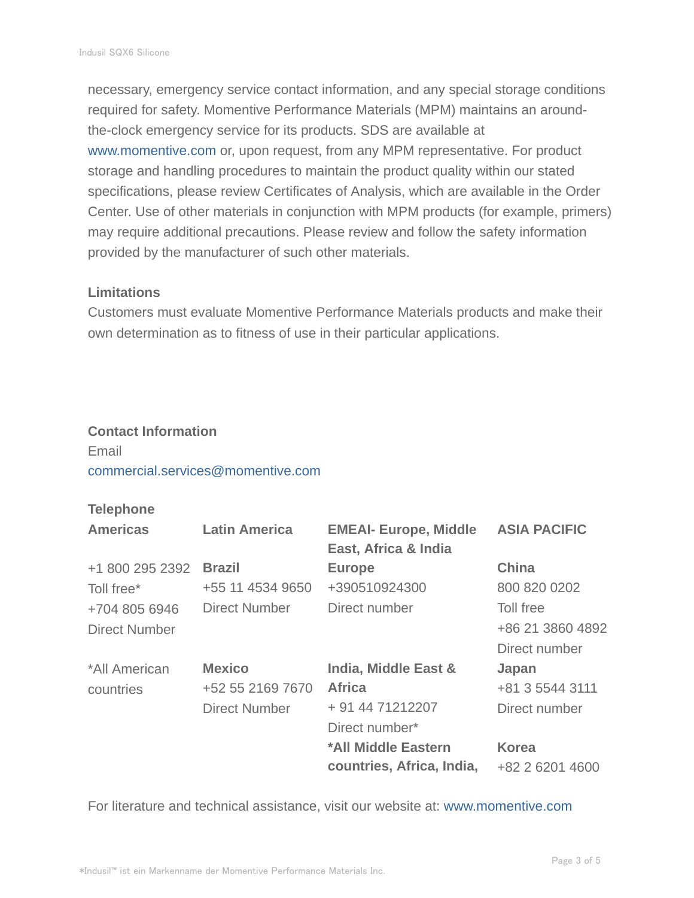necessary, emergency service contact information, and any special storage conditions required for safety. Momentive Performance Materials (MPM) maintains an around-the-clock emergency service for its products. SDS are available at www.momentive.com or, upon request, from any MPM representative. For product storage and handling procedures to maintain the product quality within our stated specifications, please review Certificates of Analysis, which are available in the Order Center. Use of other materials in conjunction with MPM products (for example, primers) may require additional precautions. Please review and follow the safety information provided by the manufacturer of such other materials.

### Limitations

Customers must evaluate Momentive Performance Materials products and make their own determination as to fitness of use in their particular applications.

### Contact Information

Email
commercial.services@momentive.com

**Telephone**

| Americas | Latin America | EMEAI- Europe, Middle East, Africa & India | ASIA PACIFIC |
|---|---|---|---|
| +1 800 295 2392<br>Toll free*<br>+704 805 6946<br>Direct Number | **Brazil**<br>+55 11 4534 9650<br>Direct Number | **Europe**<br>+390510924300<br>Direct number | **China**<br>800 820 0202<br>Toll free<br>+86 21 3860 4892<br>Direct number |
| *All American countries | **Mexico**<br>+52 55 2169 7670<br>Direct Number | **India, Middle East & Africa**<br>+ 91 44 71212207<br>Direct number* | **Japan**<br>+81 3 5544 3111<br>Direct number |
| | | ***All Middle Eastern countries, Africa, India,** | **Korea**<br>+82 2 6201 4600 |

For literature and technical assistance, visit our website at: www.momentive.com

*Indusil™ ist ein Markenname der Momentive Performance Materials Inc.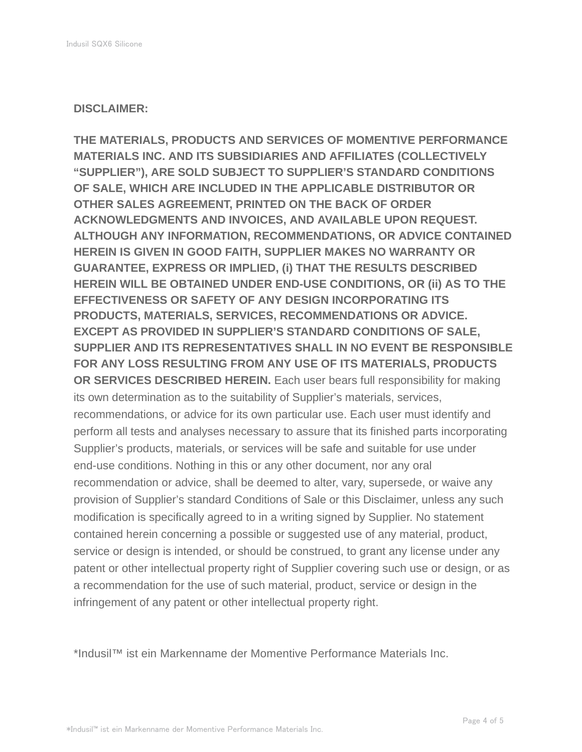**DISCLAIMER:**

**THE MATERIALS, PRODUCTS AND SERVICES OF MOMENTIVE PERFORMANCE MATERIALS INC. AND ITS SUBSIDIARIES AND AFFILIATES (COLLECTIVELY “SUPPLIER”), ARE SOLD SUBJECT TO SUPPLIER’S STANDARD CONDITIONS OF SALE, WHICH ARE INCLUDED IN THE APPLICABLE DISTRIBUTOR OR OTHER SALES AGREEMENT, PRINTED ON THE BACK OF ORDER ACKNOWLEDGMENTS AND INVOICES, AND AVAILABLE UPON REQUEST. ALTHOUGH ANY INFORMATION, RECOMMENDATIONS, OR ADVICE CONTAINED HEREIN IS GIVEN IN GOOD FAITH, SUPPLIER MAKES NO WARRANTY OR GUARANTEE, EXPRESS OR IMPLIED, (i) THAT THE RESULTS DESCRIBED HEREIN WILL BE OBTAINED UNDER END-USE CONDITIONS, OR (ii) AS TO THE EFFECTIVENESS OR SAFETY OF ANY DESIGN INCORPORATING ITS PRODUCTS, MATERIALS, SERVICES, RECOMMENDATIONS OR ADVICE. EXCEPT AS PROVIDED IN SUPPLIER’S STANDARD CONDITIONS OF SALE, SUPPLIER AND ITS REPRESENTATIVES SHALL IN NO EVENT BE RESPONSIBLE FOR ANY LOSS RESULTING FROM ANY USE OF ITS MATERIALS, PRODUCTS OR SERVICES DESCRIBED HEREIN.** Each user bears full responsibility for making its own determination as to the suitability of Supplier’s materials, services, recommendations, or advice for its own particular use. Each user must identify and perform all tests and analyses necessary to assure that its finished parts incorporating Supplier’s products, materials, or services will be safe and suitable for use under end-use conditions. Nothing in this or any other document, nor any oral recommendation or advice, shall be deemed to alter, vary, supersede, or waive any provision of Supplier’s standard Conditions of Sale or this Disclaimer, unless any such modification is specifically agreed to in a writing signed by Supplier. No statement contained herein concerning a possible or suggested use of any material, product, service or design is intended, or should be construed, to grant any license under any patent or other intellectual property right of Supplier covering such use or design, or as a recommendation for the use of such material, product, service or design in the infringement of any patent or other intellectual property right.

*Indusil™ ist ein Markenname der Momentive Performance Materials Inc.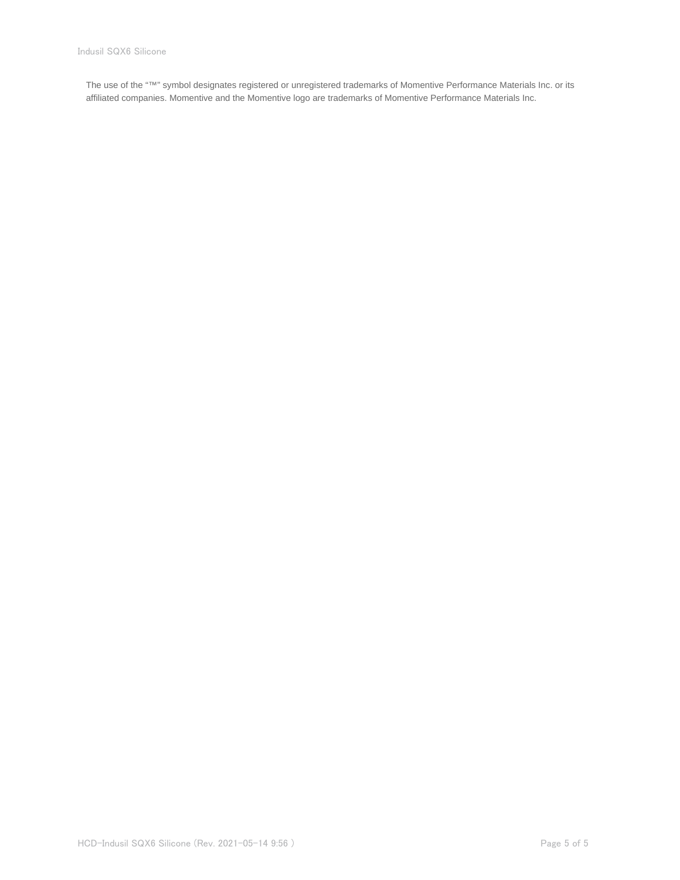The use of the "™" symbol designates registered or unregistered trademarks of Momentive Performance Materials Inc. or its affiliated companies. Momentive and the Momentive logo are trademarks of Momentive Performance Materials Inc.